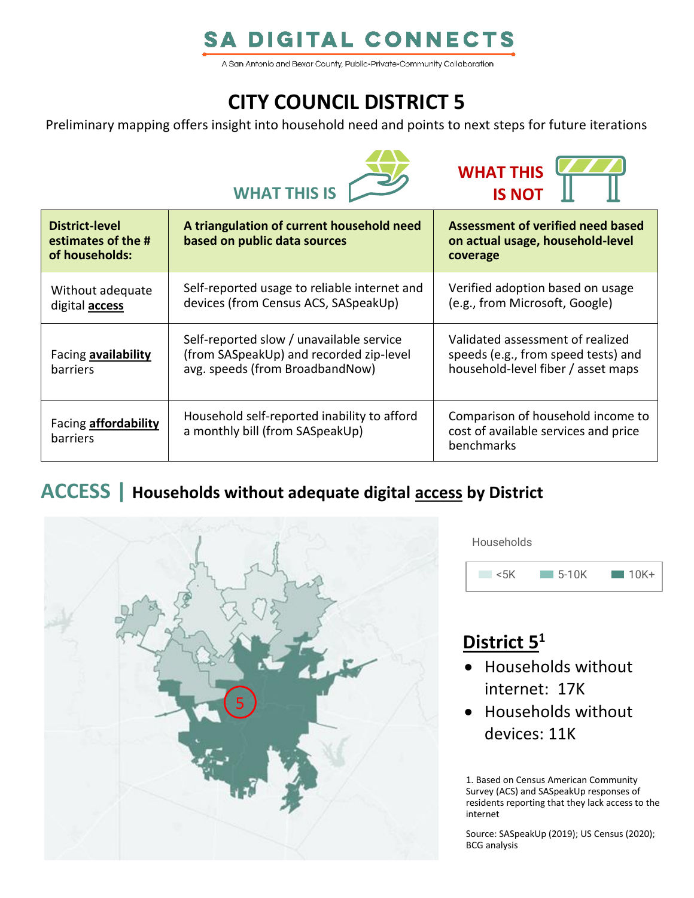# SA DIGITAL CONNECTS

A San Antonio and Bexar County, Public-Private-Community Collaboration

# CITY COUNCIL DISTRICT 5

Preliminary mapping offers insight into household need and points to next steps for future iterations

| District-level estimates of the # of households: | WHAT THIS IS<br>A triangulation of current household need based on public data sources | WHAT THIS IS NOT<br>Assessment of verified need based on actual usage, household-level coverage |
|---|---|---|
| Without adequate digital **access** | Self-reported usage to reliable internet and devices (from Census ACS, SASpeakUp) | Verified adoption based on usage (e.g., from Microsoft, Google) |
| Facing **availability** barriers | Self-reported slow / unavailable service (from SASpeakUp) and recorded zip-level avg. speeds (from BroadbandNow) | Validated assessment of realized speeds (e.g., from speed tests) and household-level fiber / asset maps |
| Facing **affordability** barriers | Household self-reported inability to afford a monthly bill (from SASpeakUp) | Comparison of household income to cost of available services and price benchmarks |

## ACCESS | Households without adequate digital access by District

Households: <5K, 5-10K, 10K+

### District 5[1]

- Households without internet: 17K
- Households without devices: 11K

1. Based on Census American Community Survey (ACS) and SASpeakUp responses of residents reporting that they lack access to the internet

Source: SASpeakUp (2019); US Census (2020); BCG analysis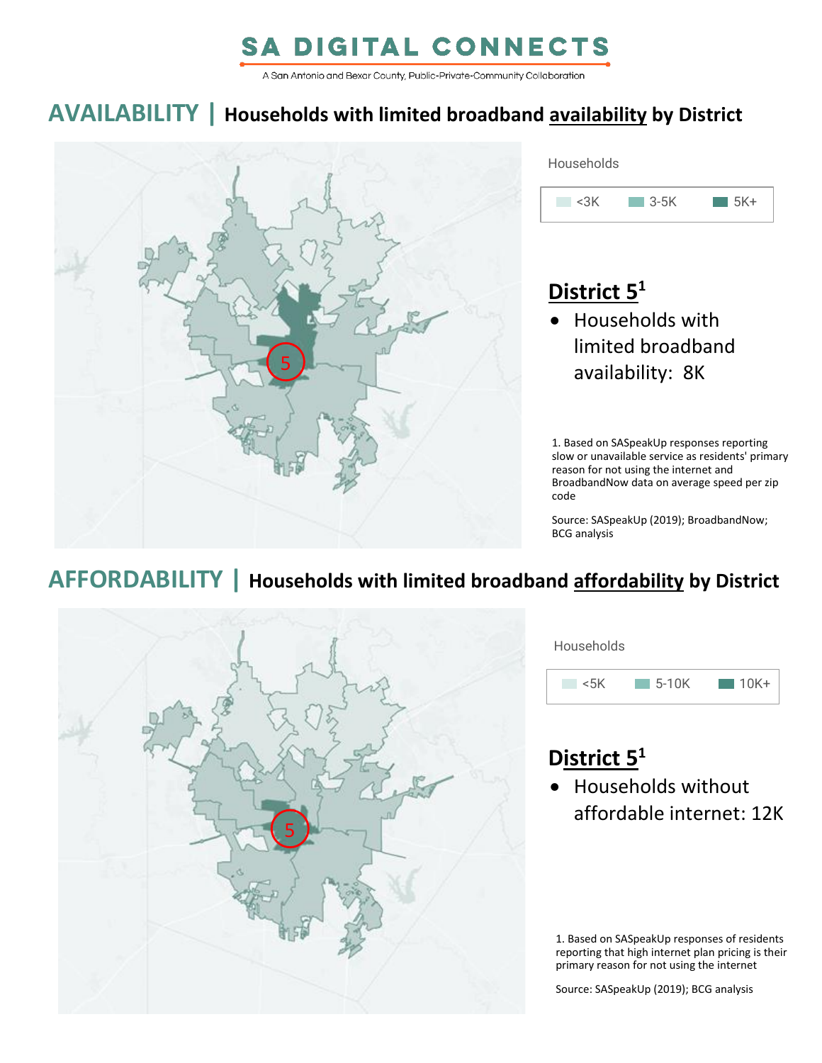# SA DIGITAL CONNECTS

A San Antonio and Bexar County, Public-Private-Community Collaboration

## AVAILABILITY | Households with limited broadband availability by District

5

Households

<3K 3-5K 5K+

### District 5[1]

- Households with limited broadband availability: 8K

1. Based on SASpeakUp responses reporting slow or unavailable service as residents' primary reason for not using the internet and BroadbandNow data on average speed per zip code

Source: SASpeakUp (2019); BroadbandNow; BCG analysis

## AFFORDABILITY | Households with limited broadband affordability by District

5

Households

<5K 5-10K 10K+

### District 5[1]

- Households without affordable internet: 12K

1. Based on SASpeakUp responses of residents reporting that high internet plan pricing is their primary reason for not using the internet

Source: SASpeakUp (2019); BCG analysis